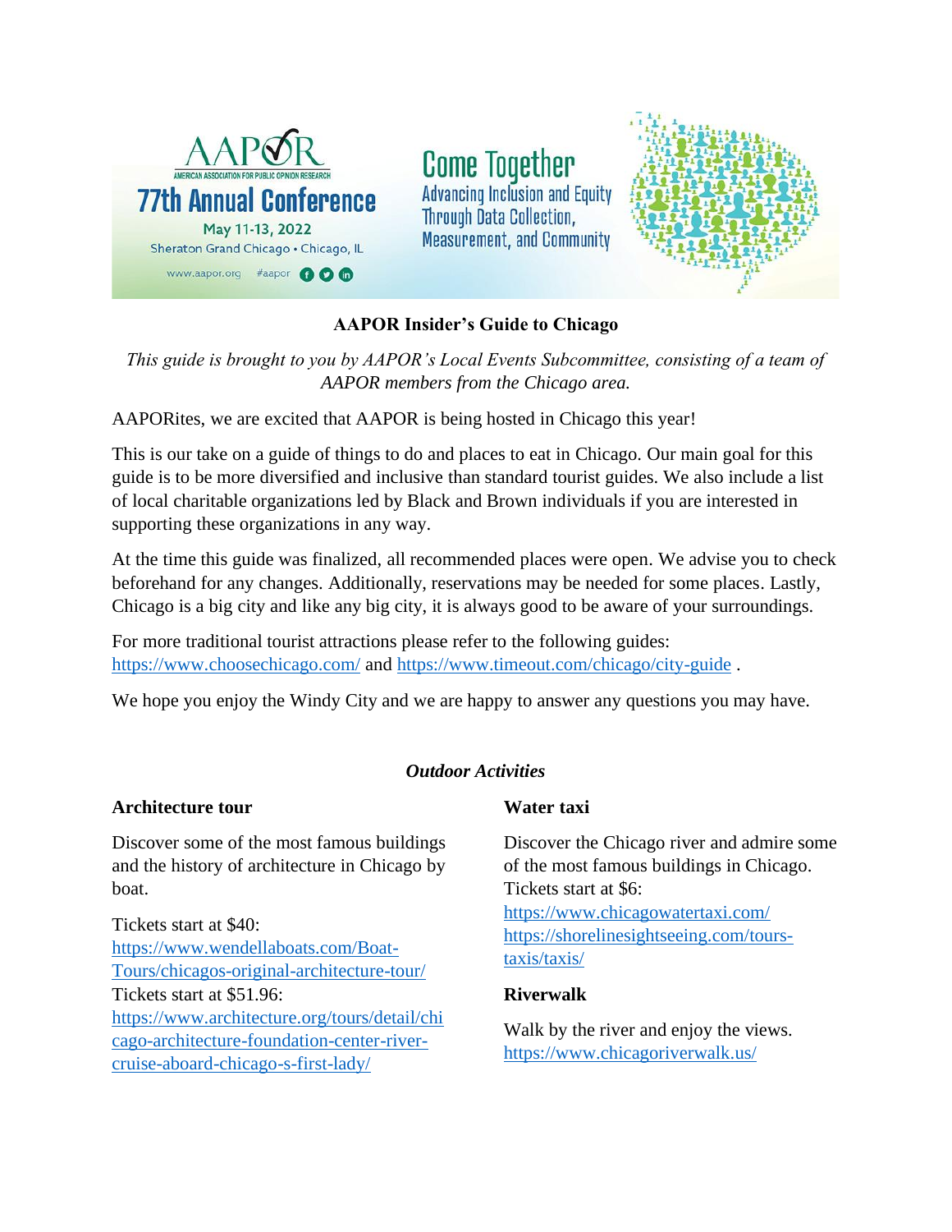AAPOR
AMERICAN ASSOCIATION FOR PUBLIC OPINION RESEARCH
77th Annual Conference
May 11-13, 2022
Sheraton Grand Chicago • Chicago, IL
www.aapor.org #aapor

Come Together
Advancing Inclusion and Equity Through Data Collection, Measurement, and Community

# AAPOR Insider's Guide to Chicago

*This guide is brought to you by AAPOR's Local Events Subcommittee, consisting of a team of AAPOR members from the Chicago area.*

AAPORites, we are excited that AAPOR is being hosted in Chicago this year!

This is our take on a guide of things to do and places to eat in Chicago. Our main goal for this guide is to be more diversified and inclusive than standard tourist guides. We also include a list of local charitable organizations led by Black and Brown individuals if you are interested in supporting these organizations in any way.

At the time this guide was finalized, all recommended places were open. We advise you to check beforehand for any changes. Additionally, reservations may be needed for some places. Lastly, Chicago is a big city and like any big city, it is always good to be aware of your surroundings.

For more traditional tourist attractions please refer to the following guides: https://www.choosechicago.com/ and https://www.timeout.com/chicago/city-guide .

We hope you enjoy the Windy City and we are happy to answer any questions you may have.

## *Outdoor Activities*

### Architecture tour

Discover some of the most famous buildings and the history of architecture in Chicago by boat.

Tickets start at $40: https://www.wendellaboats.com/Boat-Tours/chicagos-original-architecture-tour/
Tickets start at $51.96: https://www.architecture.org/tours/detail/chicago-architecture-foundation-center-river-cruise-aboard-chicago-s-first-lady/

### Water taxi

Discover the Chicago river and admire some of the most famous buildings in Chicago.
Tickets start at $6:
https://www.chicagowatertaxi.com/
https://shorelinesightseeing.com/tours-taxis/taxis/

### Riverwalk

Walk by the river and enjoy the views.
https://www.chicagoriverwalk.us/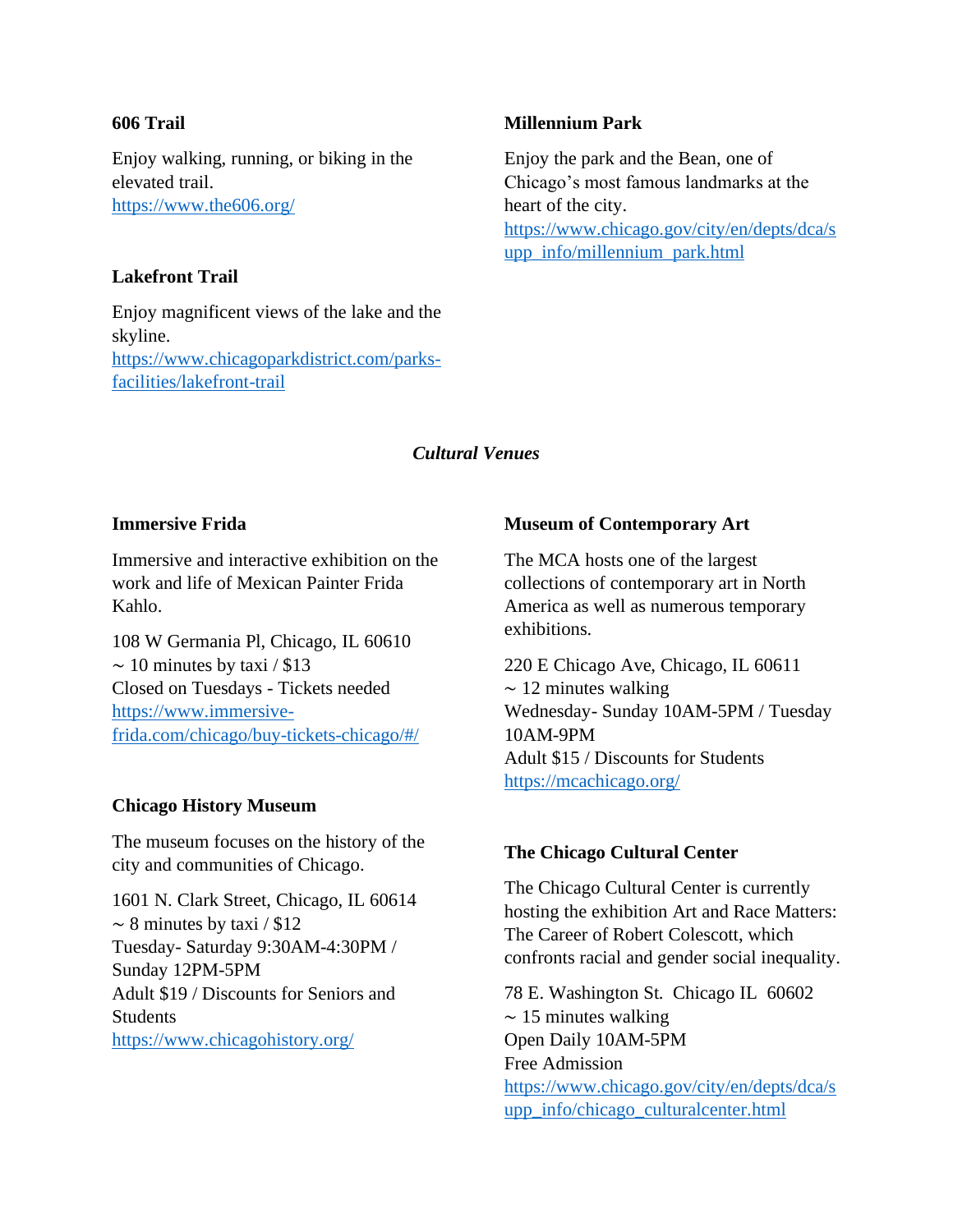### 606 Trail

Enjoy walking, running, or biking in the elevated trail.
https://www.the606.org/

### Lakefront Trail

Enjoy magnificent views of the lake and the skyline.
https://www.chicagoparkdistrict.com/parks-facilities/lakefront-trail

### Millennium Park

Enjoy the park and the Bean, one of Chicago's most famous landmarks at the heart of the city.
https://www.chicago.gov/city/en/depts/dca/supp_info/millennium_park.html

## *Cultural Venues*

### Immersive Frida

Immersive and interactive exhibition on the work and life of Mexican Painter Frida Kahlo.

108 W Germania Pl, Chicago, IL 60610
~ 10 minutes by taxi / $13
Closed on Tuesdays - Tickets needed
https://www.immersive-frida.com/chicago/buy-tickets-chicago/#/

### Chicago History Museum

The museum focuses on the history of the city and communities of Chicago.

1601 N. Clark Street, Chicago, IL 60614
~ 8 minutes by taxi / $12
Tuesday- Saturday 9:30AM-4:30PM / Sunday 12PM-5PM
Adult $19 / Discounts for Seniors and Students
https://www.chicagohistory.org/

### Museum of Contemporary Art

The MCA hosts one of the largest collections of contemporary art in North America as well as numerous temporary exhibitions.

220 E Chicago Ave, Chicago, IL 60611
~ 12 minutes walking
Wednesday- Sunday 10AM-5PM / Tuesday 10AM-9PM
Adult $15 / Discounts for Students
https://mcachicago.org/

### The Chicago Cultural Center

The Chicago Cultural Center is currently hosting the exhibition Art and Race Matters: The Career of Robert Colescott, which confronts racial and gender social inequality.

78 E. Washington St. Chicago IL 60602
~ 15 minutes walking
Open Daily 10AM-5PM
Free Admission
https://www.chicago.gov/city/en/depts/dca/supp_info/chicago_culturalcenter.html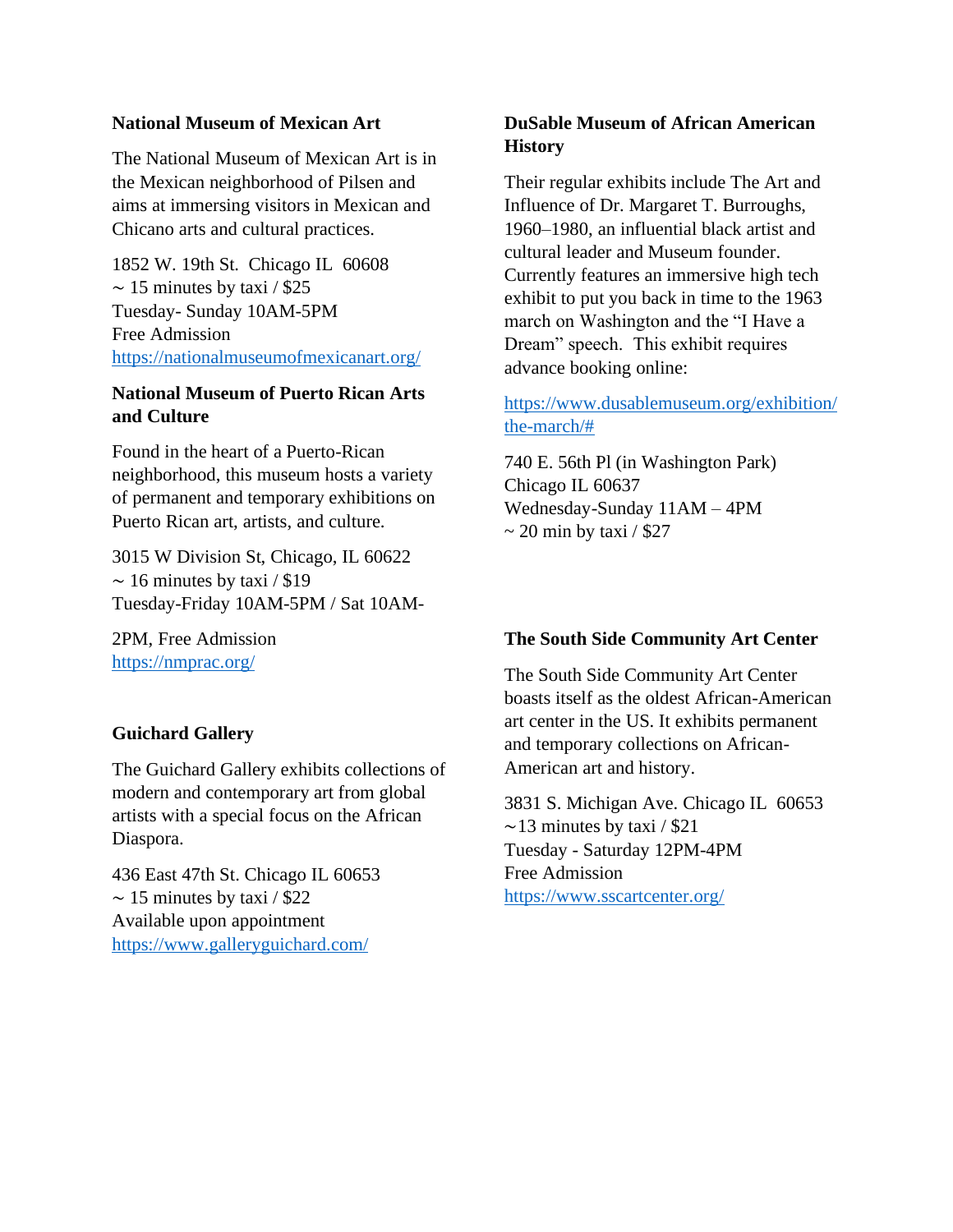**National Museum of Mexican Art**

The National Museum of Mexican Art is in the Mexican neighborhood of Pilsen and aims at immersing visitors in Mexican and Chicano arts and cultural practices.

1852 W. 19th St. Chicago IL 60608
~ 15 minutes by taxi / $25
Tuesday- Sunday 10AM-5PM
Free Admission
https://nationalmuseumofmexicanart.org/

**National Museum of Puerto Rican Arts and Culture**

Found in the heart of a Puerto-Rican neighborhood, this museum hosts a variety of permanent and temporary exhibitions on Puerto Rican art, artists, and culture.

3015 W Division St, Chicago, IL 60622
~ 16 minutes by taxi / $19
Tuesday-Friday 10AM-5PM / Sat 10AM-2PM, Free Admission
https://nmprac.org/

**Guichard Gallery**

The Guichard Gallery exhibits collections of modern and contemporary art from global artists with a special focus on the African Diaspora.

436 East 47th St. Chicago IL 60653
~ 15 minutes by taxi / $22
Available upon appointment
https://www.galleryguichard.com/

**DuSable Museum of African American History**

Their regular exhibits include The Art and Influence of Dr. Margaret T. Burroughs, 1960–1980, an influential black artist and cultural leader and Museum founder. Currently features an immersive high tech exhibit to put you back in time to the 1963 march on Washington and the "I Have a Dream" speech. This exhibit requires advance booking online:

https://www.dusablemuseum.org/exhibition/the-march/#

740 E. 56th Pl (in Washington Park)
Chicago IL 60637
Wednesday-Sunday 11AM – 4PM
~ 20 min by taxi / $27

**The South Side Community Art Center**

The South Side Community Art Center boasts itself as the oldest African-American art center in the US. It exhibits permanent and temporary collections on African-American art and history.

3831 S. Michigan Ave. Chicago IL 60653
~13 minutes by taxi / $21
Tuesday - Saturday 12PM-4PM
Free Admission
https://www.sscartcenter.org/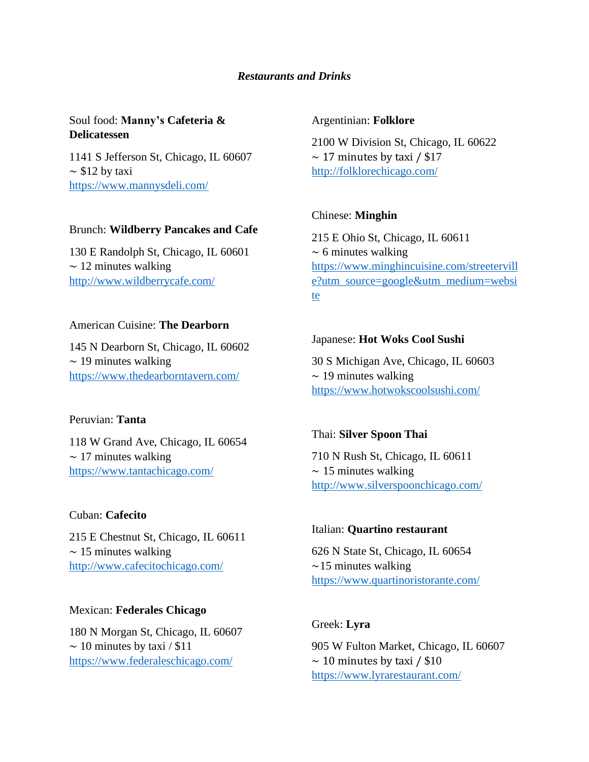*Restaurants and Drinks*

Soul food: **Manny's Cafeteria & Delicatessen**

1141 S Jefferson St, Chicago, IL 60607
~ $12 by taxi
https://www.mannysdeli.com/

Brunch: **Wildberry Pancakes and Cafe**

130 E Randolph St, Chicago, IL 60601
~ 12 minutes walking
http://www.wildberrycafe.com/

American Cuisine: **The Dearborn**

145 N Dearborn St, Chicago, IL 60602
~ 19 minutes walking
https://www.thedearborntavern.com/

Peruvian: **Tanta**

118 W Grand Ave, Chicago, IL 60654
~ 17 minutes walking
https://www.tantachicago.com/

Cuban: **Cafecito**

215 E Chestnut St, Chicago, IL 60611
~ 15 minutes walking
http://www.cafecitochicago.com/

Mexican: **Federales Chicago**

180 N Morgan St, Chicago, IL 60607
~ 10 minutes by taxi / $11
https://www.federaleschicago.com/

Argentinian: **Folklore**

2100 W Division St, Chicago, IL 60622
~ 17 minutes by taxi / $17
http://folklorechicago.com/

Chinese: **Minghin**

215 E Ohio St, Chicago, IL 60611
~ 6 minutes walking
https://www.minghincuisine.com/streeterville?utm_source=google&utm_medium=website

Japanese: **Hot Woks Cool Sushi**

30 S Michigan Ave, Chicago, IL 60603
~ 19 minutes walking
https://www.hotwokscoolsushi.com/

Thai: **Silver Spoon Thai**

710 N Rush St, Chicago, IL 60611
~ 15 minutes walking
http://www.silverspoonchicago.com/

Italian: **Quartino restaurant**

626 N State St, Chicago, IL 60654
~15 minutes walking
https://www.quartinoristorante.com/

Greek: **Lyra**

905 W Fulton Market, Chicago, IL 60607
~ 10 minutes by taxi / $10
https://www.lyrarestaurant.com/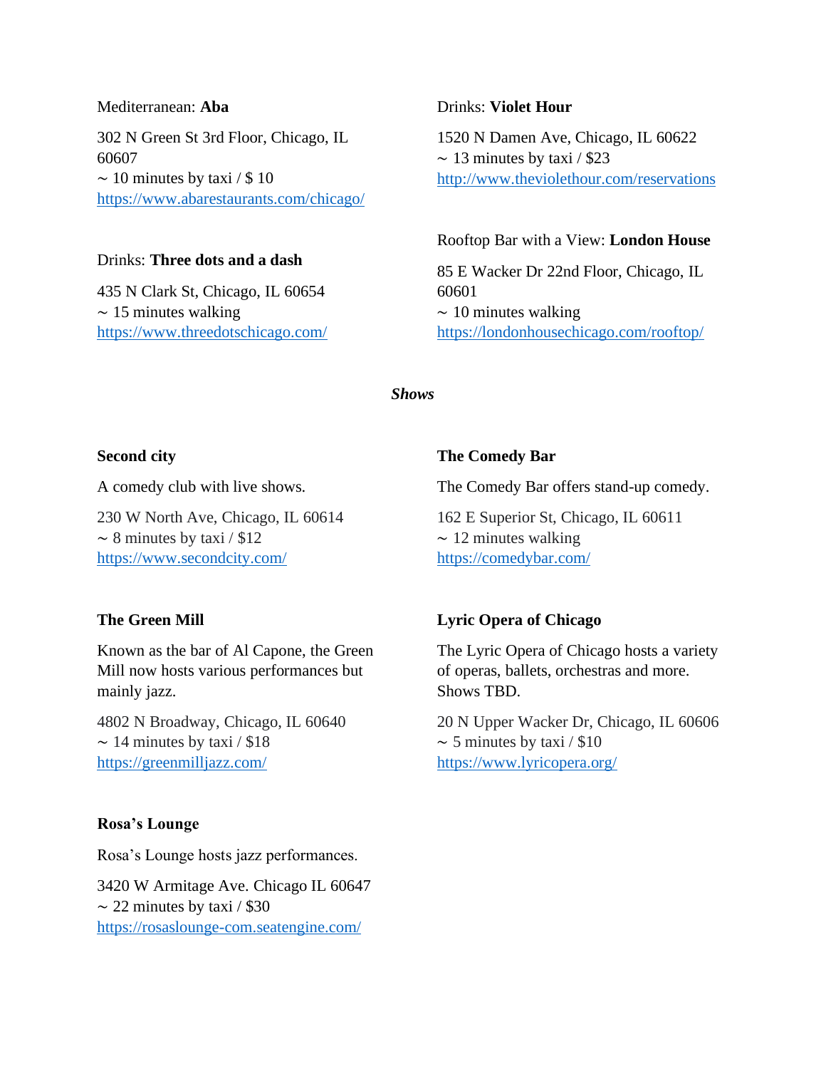Mediterranean: **Aba**

302 N Green St 3rd Floor, Chicago, IL 60607
~ 10 minutes by taxi / $ 10
https://www.abarestaurants.com/chicago/

Drinks: **Three dots and a dash**

435 N Clark St, Chicago, IL 60654
~ 15 minutes walking
https://www.threedotschicago.com/

Drinks: **Violet Hour**

1520 N Damen Ave, Chicago, IL 60622
~ 13 minutes by taxi / $23
http://www.theviolethour.com/reservations

Rooftop Bar with a View: **London House**

85 E Wacker Dr 22nd Floor, Chicago, IL 60601
~ 10 minutes walking
https://londonhousechicago.com/rooftop/

***Shows***

**Second city**

A comedy club with live shows.

230 W North Ave, Chicago, IL 60614
~ 8 minutes by taxi / $12
https://www.secondcity.com/

**The Green Mill**

Known as the bar of Al Capone, the Green Mill now hosts various performances but mainly jazz.

4802 N Broadway, Chicago, IL 60640
~ 14 minutes by taxi / $18
https://greenmilljazz.com/

**Rosa's Lounge**

Rosa's Lounge hosts jazz performances.

3420 W Armitage Ave. Chicago IL 60647
~ 22 minutes by taxi / $30
https://rosaslounge-com.seatengine.com/

**The Comedy Bar**

The Comedy Bar offers stand-up comedy.

162 E Superior St, Chicago, IL 60611
~ 12 minutes walking
https://comedybar.com/

**Lyric Opera of Chicago**

The Lyric Opera of Chicago hosts a variety of operas, ballets, orchestras and more. Shows TBD.

20 N Upper Wacker Dr, Chicago, IL 60606
~ 5 minutes by taxi / $10
https://www.lyricopera.org/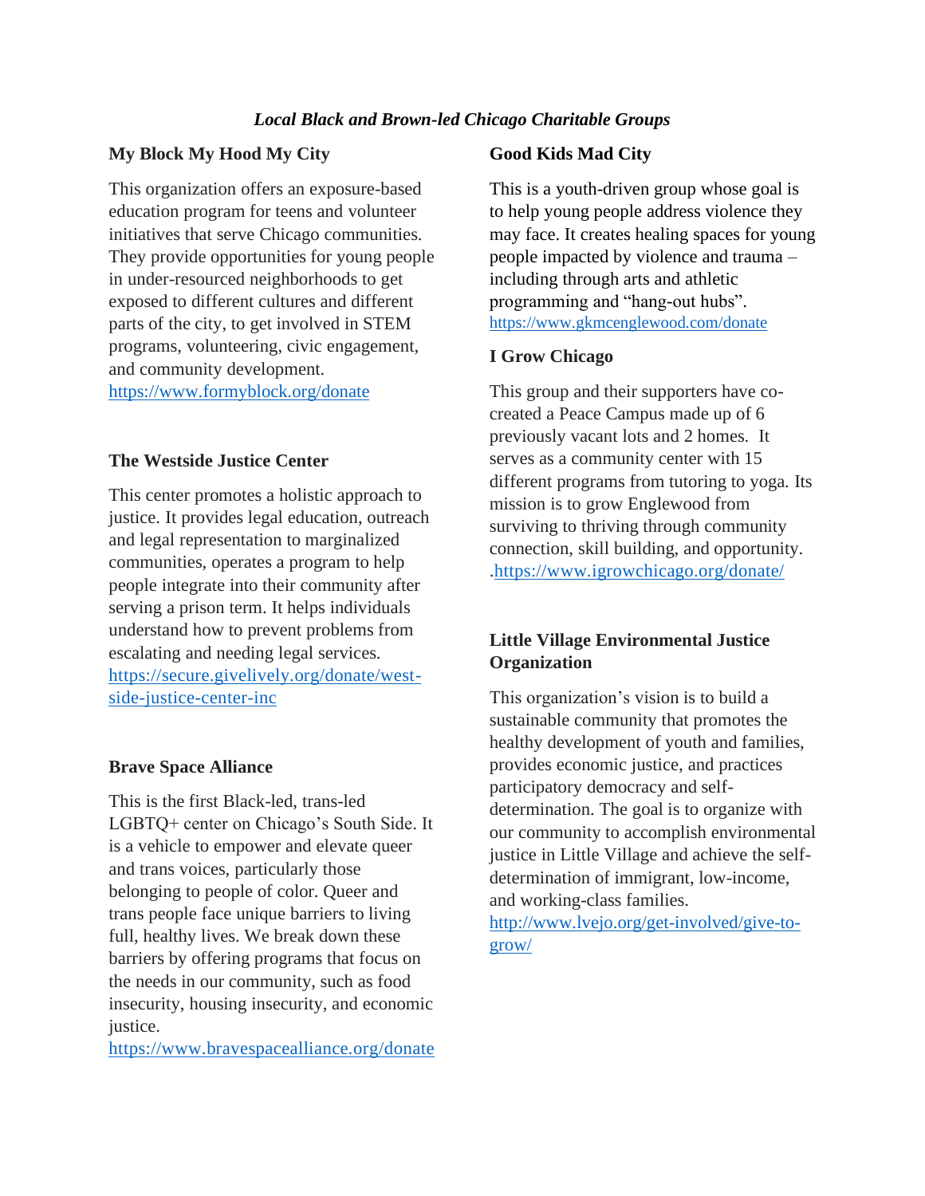*Local Black and Brown-led Chicago Charitable Groups*

**My Block My Hood My City**

This organization offers an exposure-based education program for teens and volunteer initiatives that serve Chicago communities. They provide opportunities for young people in under-resourced neighborhoods to get exposed to different cultures and different parts of the city, to get involved in STEM programs, volunteering, civic engagement, and community development. https://www.formyblock.org/donate

**The Westside Justice Center**

This center promotes a holistic approach to justice. It provides legal education, outreach and legal representation to marginalized communities, operates a program to help people integrate into their community after serving a prison term. It helps individuals understand how to prevent problems from escalating and needing legal services. https://secure.givelively.org/donate/west-side-justice-center-inc

**Brave Space Alliance**

This is the first Black-led, trans-led LGBTQ+ center on Chicago's South Side. It is a vehicle to empower and elevate queer and trans voices, particularly those belonging to people of color. Queer and trans people face unique barriers to living full, healthy lives. We break down these barriers by offering programs that focus on the needs in our community, such as food insecurity, housing insecurity, and economic justice.
https://www.bravespacealliance.org/donate

**Good Kids Mad City**

This is a youth-driven group whose goal is to help young people address violence they may face. It creates healing spaces for young people impacted by violence and trauma – including through arts and athletic programming and "hang-out hubs".
https://www.gkmcenglewood.com/donate

**I Grow Chicago**

This group and their supporters have co-created a Peace Campus made up of 6 previously vacant lots and 2 homes. It serves as a community center with 15 different programs from tutoring to yoga. Its mission is to grow Englewood from surviving to thriving through community connection, skill building, and opportunity. .https://www.igrowchicago.org/donate/

**Little Village Environmental Justice Organization**

This organization's vision is to build a sustainable community that promotes the healthy development of youth and families, provides economic justice, and practices participatory democracy and self-determination. The goal is to organize with our community to accomplish environmental justice in Little Village and achieve the self-determination of immigrant, low-income, and working-class families.
http://www.lvejo.org/get-involved/give-to-grow/